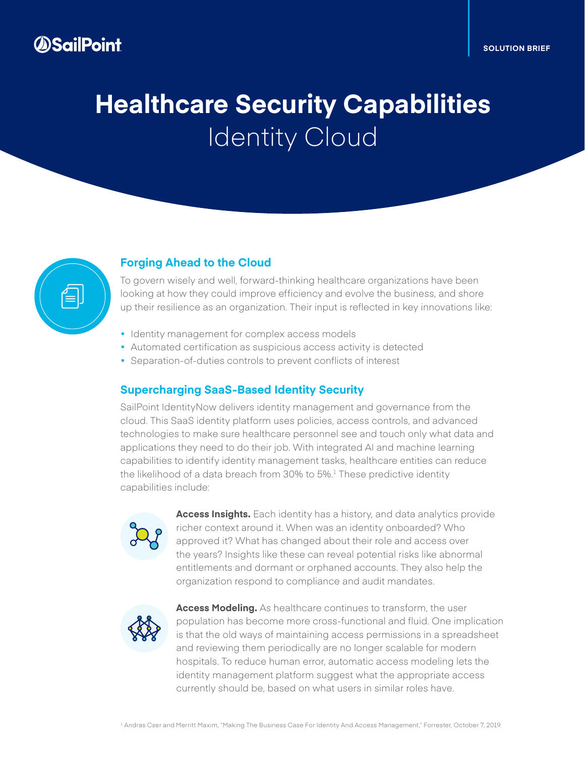SailPoint

SOLUTION BRIEF

# Healthcare Security Capabilities
## Identity Cloud

### Forging Ahead to the Cloud

To govern wisely and well, forward-thinking healthcare organizations have been looking at how they could improve efficiency and evolve the business, and shore up their resilience as an organization. Their input is reflected in key innovations like:

- Identity management for complex access models
- Automated certification as suspicious access activity is detected
- Separation-of-duties controls to prevent conflicts of interest

### Supercharging SaaS-Based Identity Security

SailPoint IdentityNow delivers identity management and governance from the cloud. This SaaS identity platform uses policies, access controls, and advanced technologies to make sure healthcare personnel see and touch only what data and applications they need to do their job. With integrated AI and machine learning capabilities to identify identity management tasks, healthcare entities can reduce the likelihood of a data breach from 30% to 5%.[1] These predictive identity capabilities include:

**Access Insights.** Each identity has a history, and data analytics provide richer context around it. When was an identity onboarded? Who approved it? What has changed about their role and access over the years? Insights like these can reveal potential risks like abnormal entitlements and dormant or orphaned accounts. They also help the organization respond to compliance and audit mandates.

**Access Modeling.** As healthcare continues to transform, the user population has become more cross-functional and fluid. One implication is that the old ways of maintaining access permissions in a spreadsheet and reviewing them periodically are no longer scalable for modern hospitals. To reduce human error, automatic access modeling lets the identity management platform suggest what the appropriate access currently should be, based on what users in similar roles have.

[1] Andras Cser and Merritt Maxim, "Making The Business Case For Identity And Access Management," Forrester, October 7, 2019.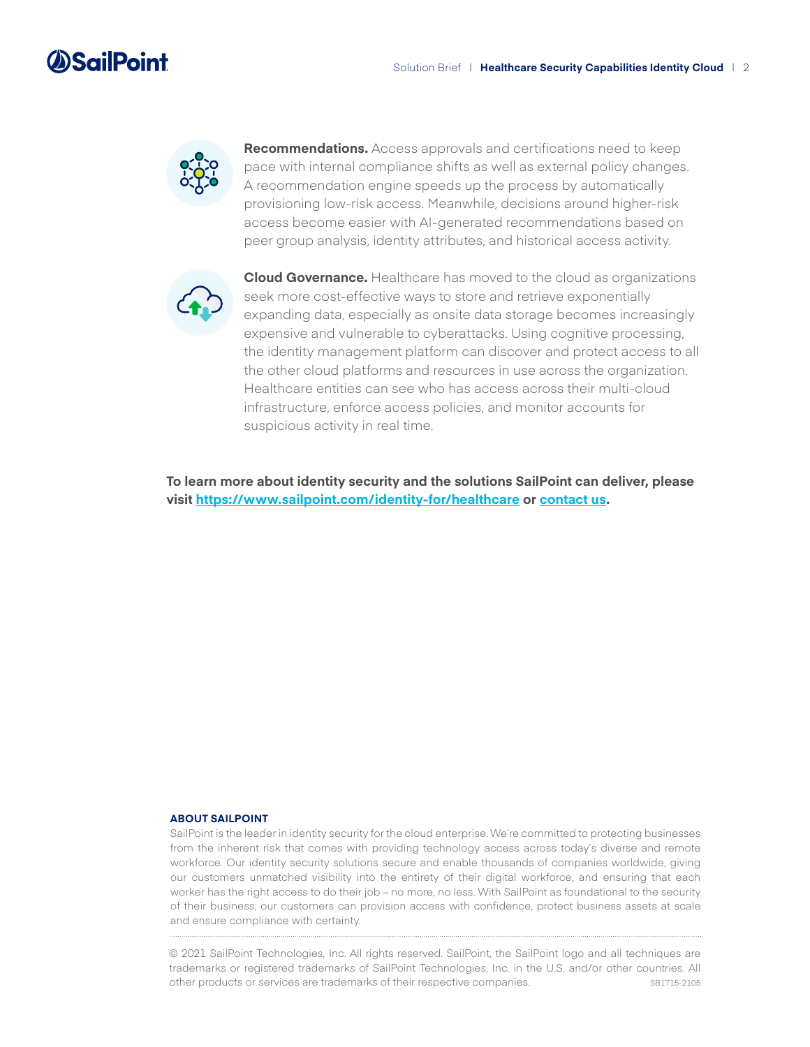**Recommendations.** Access approvals and certifications need to keep pace with internal compliance shifts as well as external policy changes. A recommendation engine speeds up the process by automatically provisioning low-risk access. Meanwhile, decisions around higher-risk access become easier with AI-generated recommendations based on peer group analysis, identity attributes, and historical access activity.

**Cloud Governance.** Healthcare has moved to the cloud as organizations seek more cost-effective ways to store and retrieve exponentially expanding data, especially as onsite data storage becomes increasingly expensive and vulnerable to cyberattacks. Using cognitive processing, the identity management platform can discover and protect access to all the other cloud platforms and resources in use across the organization. Healthcare entities can see who has access across their multi-cloud infrastructure, enforce access policies, and monitor accounts for suspicious activity in real time.

**To learn more about identity security and the solutions SailPoint can deliver, please visit [https://www.sailpoint.com/identity-for/healthcare](https://www.sailpoint.com/identity-for/healthcare) or contact us.**

**ABOUT SAILPOINT**

SailPoint is the leader in identity security for the cloud enterprise. We're committed to protecting businesses from the inherent risk that comes with providing technology access across today's diverse and remote workforce. Our identity security solutions secure and enable thousands of companies worldwide, giving our customers unmatched visibility into the entirety of their digital workforce, and ensuring that each worker has the right access to do their job – no more, no less. With SailPoint as foundational to the security of their business, our customers can provision access with confidence, protect business assets at scale and ensure compliance with certainty.

© 2021 SailPoint Technologies, Inc. All rights reserved. SailPoint, the SailPoint logo and all techniques are trademarks or registered trademarks of SailPoint Technologies, Inc. in the U.S. and/or other countries. All other products or services are trademarks of their respective companies. SB1715-2105